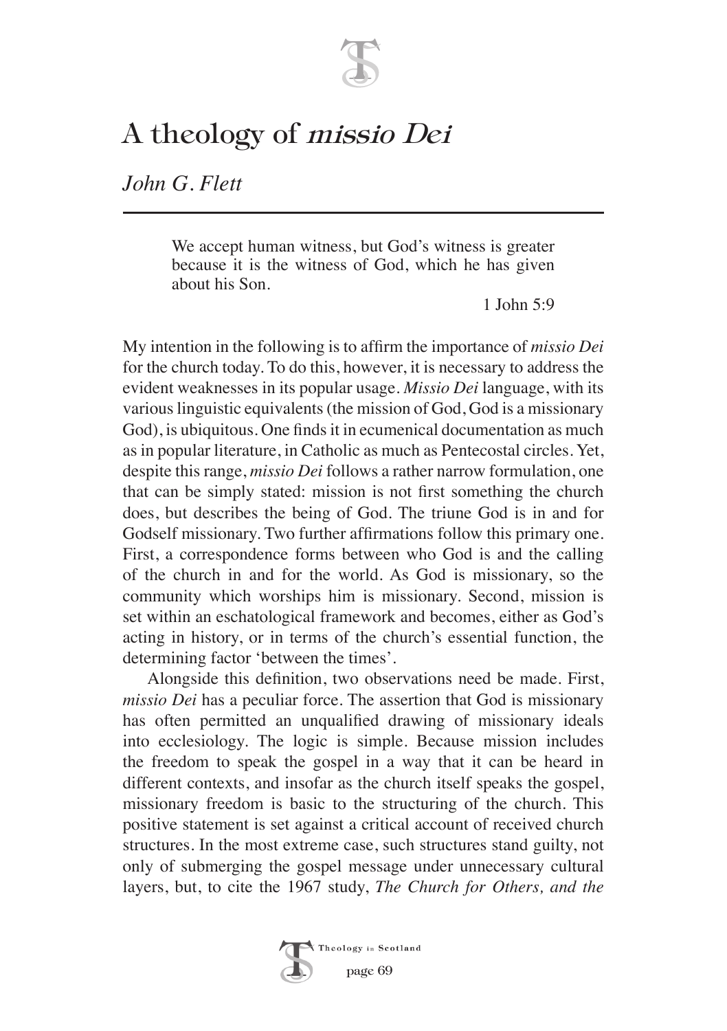# A theology of *missio Dei*

*John G. Flett*

> We accept human witness, but God's witness is greater because it is the witness of God, which he has given about his Son.
>
> 1 John 5:9

My intention in the following is to affirm the importance of *missio Dei* for the church today. To do this, however, it is necessary to address the evident weaknesses in its popular usage. *Missio Dei* language, with its various linguistic equivalents (the mission of God, God is a missionary God), is ubiquitous. One finds it in ecumenical documentation as much as in popular literature, in Catholic as much as Pentecostal circles. Yet, despite this range, *missio Dei* follows a rather narrow formulation, one that can be simply stated: mission is not first something the church does, but describes the being of God. The triune God is in and for Godself missionary. Two further affirmations follow this primary one. First, a correspondence forms between who God is and the calling of the church in and for the world. As God is missionary, so the community which worships him is missionary. Second, mission is set within an eschatological framework and becomes, either as God's acting in history, or in terms of the church's essential function, the determining factor 'between the times'.

Alongside this definition, two observations need be made. First, *missio Dei* has a peculiar force. The assertion that God is missionary has often permitted an unqualified drawing of missionary ideals into ecclesiology. The logic is simple. Because mission includes the freedom to speak the gospel in a way that it can be heard in different contexts, and insofar as the church itself speaks the gospel, missionary freedom is basic to the structuring of the church. This positive statement is set against a critical account of received church structures. In the most extreme case, such structures stand guilty, not only of submerging the gospel message under unnecessary cultural layers, but, to cite the 1967 study, *The Church for Others, and the*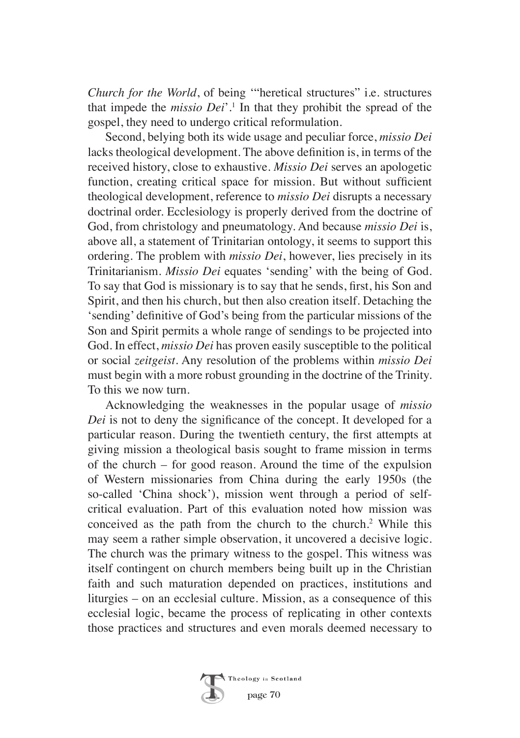*Church for the World*, of being '"heretical structures" i.e. structures that impede the *missio Dei*'.[1] In that they prohibit the spread of the gospel, they need to undergo critical reformulation.

Second, belying both its wide usage and peculiar force, *missio Dei* lacks theological development. The above definition is, in terms of the received history, close to exhaustive. *Missio Dei* serves an apologetic function, creating critical space for mission. But without sufficient theological development, reference to *missio Dei* disrupts a necessary doctrinal order. Ecclesiology is properly derived from the doctrine of God, from christology and pneumatology. And because *missio Dei* is, above all, a statement of Trinitarian ontology, it seems to support this ordering. The problem with *missio Dei*, however, lies precisely in its Trinitarianism. *Missio Dei* equates 'sending' with the being of God. To say that God is missionary is to say that he sends, first, his Son and Spirit, and then his church, but then also creation itself. Detaching the 'sending' definitive of God's being from the particular missions of the Son and Spirit permits a whole range of sendings to be projected into God. In effect, *missio Dei* has proven easily susceptible to the political or social *zeitgeist*. Any resolution of the problems within *missio Dei* must begin with a more robust grounding in the doctrine of the Trinity. To this we now turn.

Acknowledging the weaknesses in the popular usage of *missio Dei* is not to deny the significance of the concept. It developed for a particular reason. During the twentieth century, the first attempts at giving mission a theological basis sought to frame mission in terms of the church – for good reason. Around the time of the expulsion of Western missionaries from China during the early 1950s (the so-called 'China shock'), mission went through a period of self-critical evaluation. Part of this evaluation noted how mission was conceived as the path from the church to the church.[2] While this may seem a rather simple observation, it uncovered a decisive logic. The church was the primary witness to the gospel. This witness was itself contingent on church members being built up in the Christian faith and such maturation depended on practices, institutions and liturgies – on an ecclesial culture. Mission, as a consequence of this ecclesial logic, became the process of replicating in other contexts those practices and structures and even morals deemed necessary to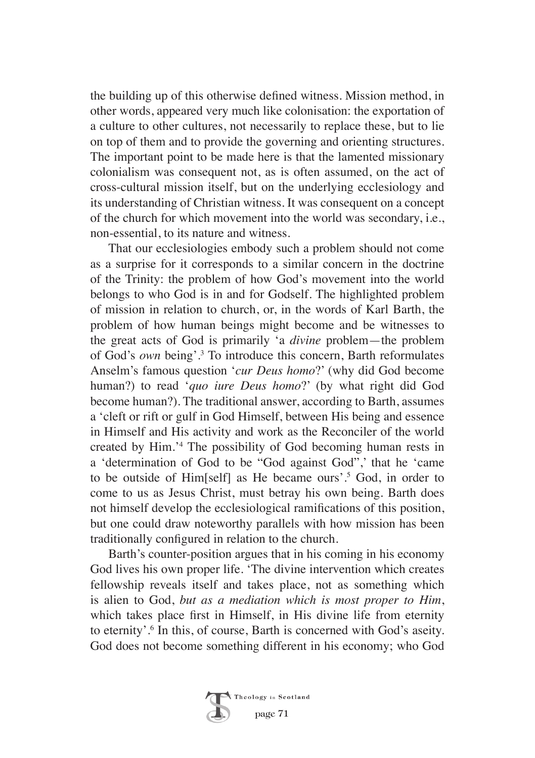the building up of this otherwise defined witness. Mission method, in other words, appeared very much like colonisation: the exportation of a culture to other cultures, not necessarily to replace these, but to lie on top of them and to provide the governing and orienting structures. The important point to be made here is that the lamented missionary colonialism was consequent not, as is often assumed, on the act of cross-cultural mission itself, but on the underlying ecclesiology and its understanding of Christian witness. It was consequent on a concept of the church for which movement into the world was secondary, i.e., non-essential, to its nature and witness.

That our ecclesiologies embody such a problem should not come as a surprise for it corresponds to a similar concern in the doctrine of the Trinity: the problem of how God's movement into the world belongs to who God is in and for Godself. The highlighted problem of mission in relation to church, or, in the words of Karl Barth, the problem of how human beings might become and be witnesses to the great acts of God is primarily 'a *divine* problem—the problem of God's *own* being'.[3] To introduce this concern, Barth reformulates Anselm's famous question '*cur Deus homo*?' (why did God become human?) to read '*quo iure Deus homo*?' (by what right did God become human?). The traditional answer, according to Barth, assumes a 'cleft or rift or gulf in God Himself, between His being and essence in Himself and His activity and work as the Reconciler of the world created by Him.'[4] The possibility of God becoming human rests in a 'determination of God to be "God against God",' that he 'came to be outside of Him[self] as He became ours'.[5] God, in order to come to us as Jesus Christ, must betray his own being. Barth does not himself develop the ecclesiological ramifications of this position, but one could draw noteworthy parallels with how mission has been traditionally configured in relation to the church.

Barth's counter-position argues that in his coming in his economy God lives his own proper life. 'The divine intervention which creates fellowship reveals itself and takes place, not as something which is alien to God, *but as a mediation which is most proper to Him*, which takes place first in Himself, in His divine life from eternity to eternity'.[6] In this, of course, Barth is concerned with God's aseity. God does not become something different in his economy; who God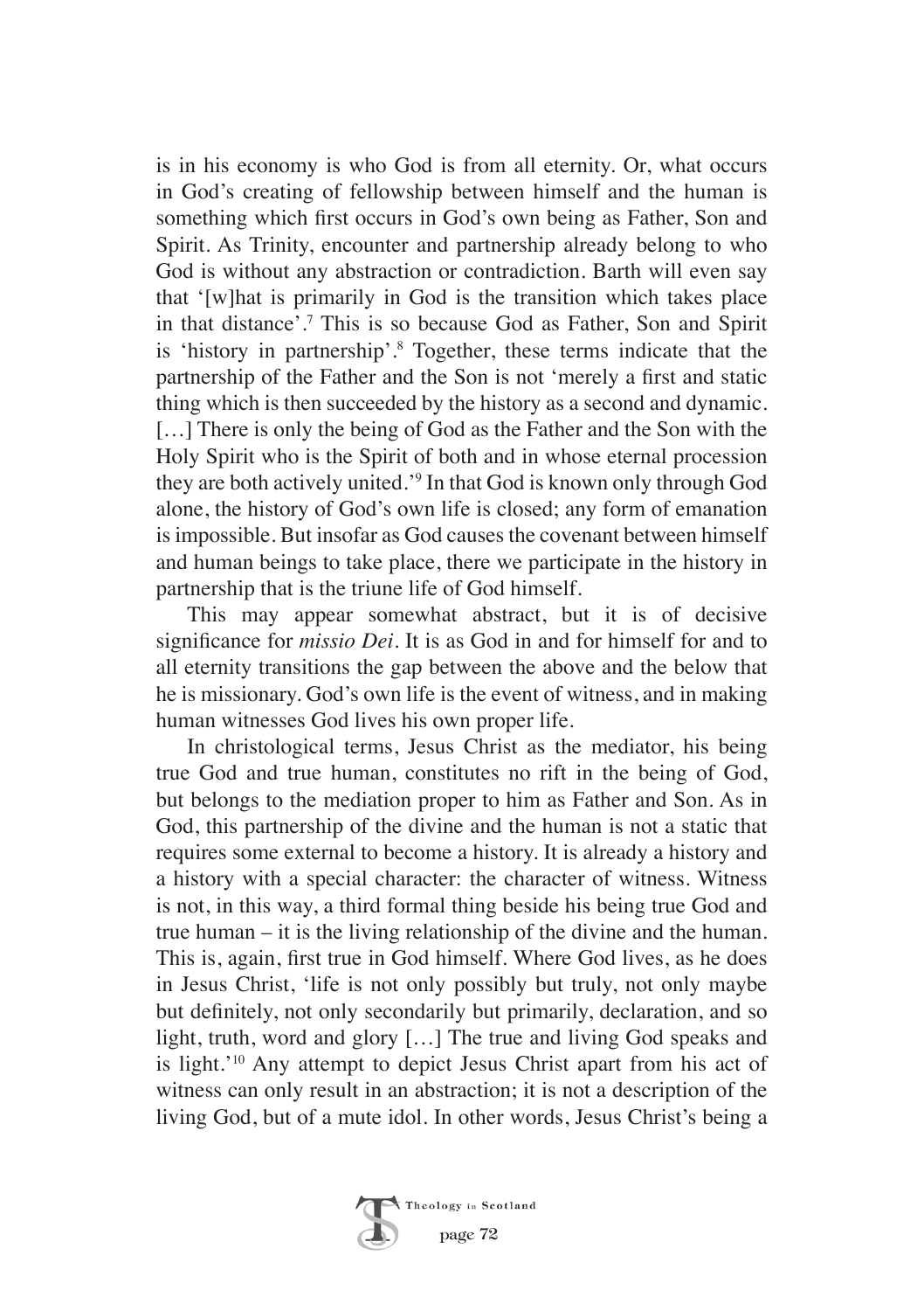is in his economy is who God is from all eternity. Or, what occurs in God's creating of fellowship between himself and the human is something which first occurs in God's own being as Father, Son and Spirit. As Trinity, encounter and partnership already belong to who God is without any abstraction or contradiction. Barth will even say that '[w]hat is primarily in God is the transition which takes place in that distance'.[7] This is so because God as Father, Son and Spirit is 'history in partnership'.[8] Together, these terms indicate that the partnership of the Father and the Son is not 'merely a first and static thing which is then succeeded by the history as a second and dynamic. […] There is only the being of God as the Father and the Son with the Holy Spirit who is the Spirit of both and in whose eternal procession they are both actively united.'[9] In that God is known only through God alone, the history of God's own life is closed; any form of emanation is impossible. But insofar as God causes the covenant between himself and human beings to take place, there we participate in the history in partnership that is the triune life of God himself.

This may appear somewhat abstract, but it is of decisive significance for *missio Dei*. It is as God in and for himself for and to all eternity transitions the gap between the above and the below that he is missionary. God's own life is the event of witness, and in making human witnesses God lives his own proper life.

In christological terms, Jesus Christ as the mediator, his being true God and true human, constitutes no rift in the being of God, but belongs to the mediation proper to him as Father and Son. As in God, this partnership of the divine and the human is not a static that requires some external to become a history. It is already a history and a history with a special character: the character of witness. Witness is not, in this way, a third formal thing beside his being true God and true human – it is the living relationship of the divine and the human. This is, again, first true in God himself. Where God lives, as he does in Jesus Christ, 'life is not only possibly but truly, not only maybe but definitely, not only secondarily but primarily, declaration, and so light, truth, word and glory […] The true and living God speaks and is light.'[10] Any attempt to depict Jesus Christ apart from his act of witness can only result in an abstraction; it is not a description of the living God, but of a mute idol. In other words, Jesus Christ's being a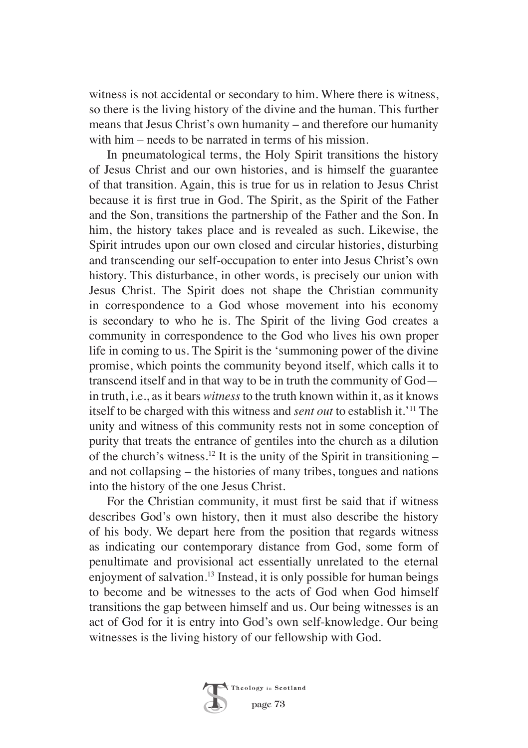witness is not accidental or secondary to him. Where there is witness, so there is the living history of the divine and the human. This further means that Jesus Christ's own humanity – and therefore our humanity with him – needs to be narrated in terms of his mission.

In pneumatological terms, the Holy Spirit transitions the history of Jesus Christ and our own histories, and is himself the guarantee of that transition. Again, this is true for us in relation to Jesus Christ because it is first true in God. The Spirit, as the Spirit of the Father and the Son, transitions the partnership of the Father and the Son. In him, the history takes place and is revealed as such. Likewise, the Spirit intrudes upon our own closed and circular histories, disturbing and transcending our self-occupation to enter into Jesus Christ's own history. This disturbance, in other words, is precisely our union with Jesus Christ. The Spirit does not shape the Christian community in correspondence to a God whose movement into his economy is secondary to who he is. The Spirit of the living God creates a community in correspondence to the God who lives his own proper life in coming to us. The Spirit is the 'summoning power of the divine promise, which points the community beyond itself, which calls it to transcend itself and in that way to be in truth the community of God—in truth, i.e., as it bears *witness* to the truth known within it, as it knows itself to be charged with this witness and *sent out* to establish it.'[11] The unity and witness of this community rests not in some conception of purity that treats the entrance of gentiles into the church as a dilution of the church's witness.[12] It is the unity of the Spirit in transitioning – and not collapsing – the histories of many tribes, tongues and nations into the history of the one Jesus Christ.

For the Christian community, it must first be said that if witness describes God's own history, then it must also describe the history of his body. We depart here from the position that regards witness as indicating our contemporary distance from God, some form of penultimate and provisional act essentially unrelated to the eternal enjoyment of salvation.[13] Instead, it is only possible for human beings to become and be witnesses to the acts of God when God himself transitions the gap between himself and us. Our being witnesses is an act of God for it is entry into God's own self-knowledge. Our being witnesses is the living history of our fellowship with God.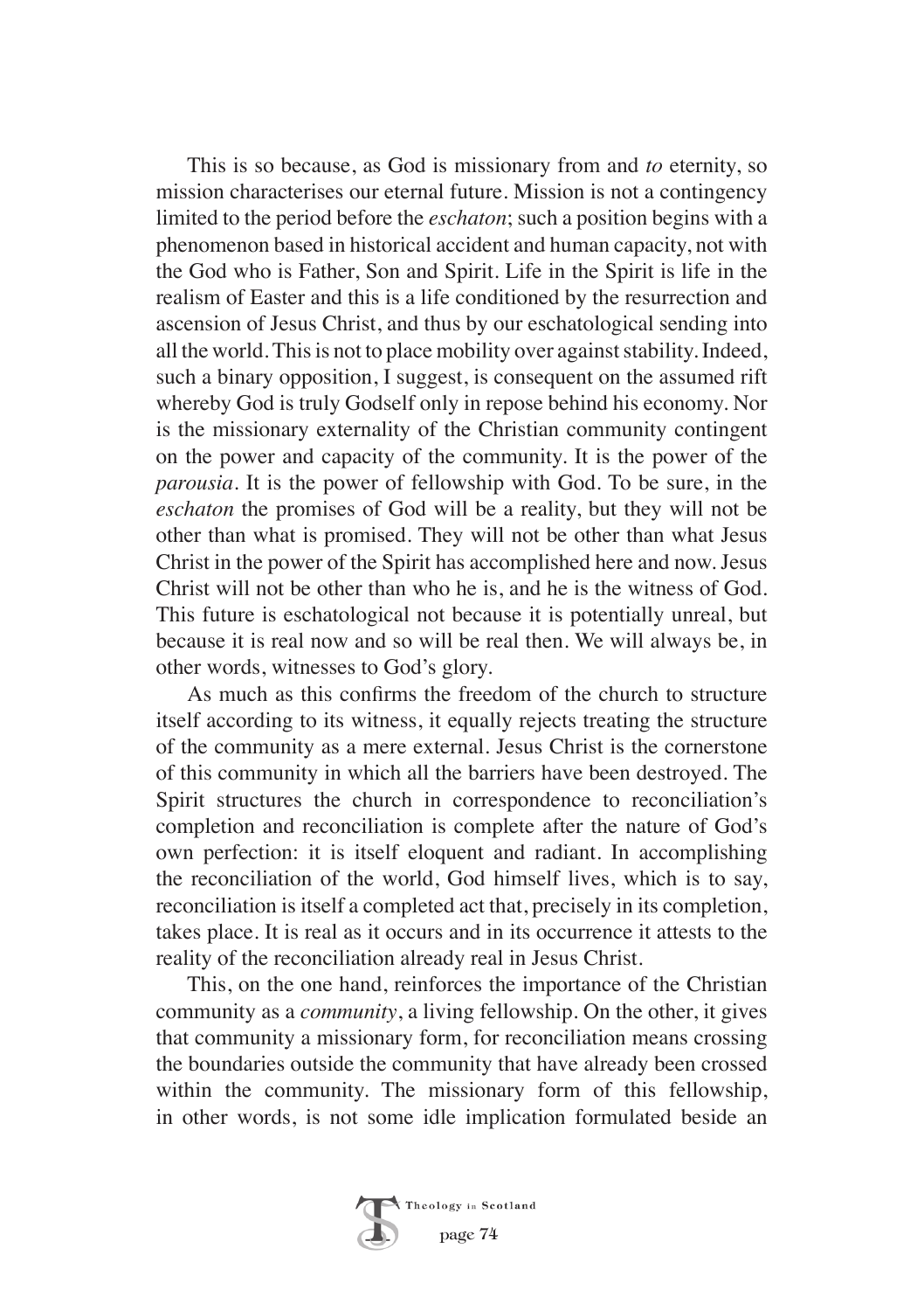This is so because, as God is missionary from and *to* eternity, so mission characterises our eternal future. Mission is not a contingency limited to the period before the *eschaton*; such a position begins with a phenomenon based in historical accident and human capacity, not with the God who is Father, Son and Spirit. Life in the Spirit is life in the realism of Easter and this is a life conditioned by the resurrection and ascension of Jesus Christ, and thus by our eschatological sending into all the world. This is not to place mobility over against stability. Indeed, such a binary opposition, I suggest, is consequent on the assumed rift whereby God is truly Godself only in repose behind his economy. Nor is the missionary externality of the Christian community contingent on the power and capacity of the community. It is the power of the *parousia*. It is the power of fellowship with God. To be sure, in the *eschaton* the promises of God will be a reality, but they will not be other than what is promised. They will not be other than what Jesus Christ in the power of the Spirit has accomplished here and now. Jesus Christ will not be other than who he is, and he is the witness of God. This future is eschatological not because it is potentially unreal, but because it is real now and so will be real then. We will always be, in other words, witnesses to God's glory.

As much as this confirms the freedom of the church to structure itself according to its witness, it equally rejects treating the structure of the community as a mere external. Jesus Christ is the cornerstone of this community in which all the barriers have been destroyed. The Spirit structures the church in correspondence to reconciliation's completion and reconciliation is complete after the nature of God's own perfection: it is itself eloquent and radiant. In accomplishing the reconciliation of the world, God himself lives, which is to say, reconciliation is itself a completed act that, precisely in its completion, takes place. It is real as it occurs and in its occurrence it attests to the reality of the reconciliation already real in Jesus Christ.

This, on the one hand, reinforces the importance of the Christian community as a *community*, a living fellowship. On the other, it gives that community a missionary form, for reconciliation means crossing the boundaries outside the community that have already been crossed within the community. The missionary form of this fellowship, in other words, is not some idle implication formulated beside an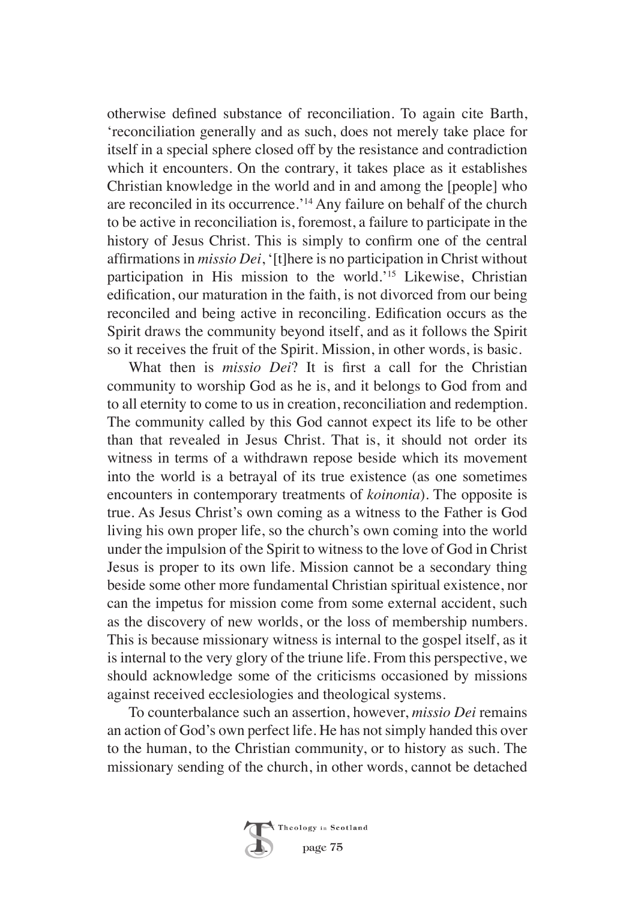otherwise defined substance of reconciliation. To again cite Barth, 'reconciliation generally and as such, does not merely take place for itself in a special sphere closed off by the resistance and contradiction which it encounters. On the contrary, it takes place as it establishes Christian knowledge in the world and in and among the [people] who are reconciled in its occurrence.'[14] Any failure on behalf of the church to be active in reconciliation is, foremost, a failure to participate in the history of Jesus Christ. This is simply to confirm one of the central affirmations in *missio Dei*, '[t]here is no participation in Christ without participation in His mission to the world.'[15] Likewise, Christian edification, our maturation in the faith, is not divorced from our being reconciled and being active in reconciling. Edification occurs as the Spirit draws the community beyond itself, and as it follows the Spirit so it receives the fruit of the Spirit. Mission, in other words, is basic.

What then is *missio Dei*? It is first a call for the Christian community to worship God as he is, and it belongs to God from and to all eternity to come to us in creation, reconciliation and redemption. The community called by this God cannot expect its life to be other than that revealed in Jesus Christ. That is, it should not order its witness in terms of a withdrawn repose beside which its movement into the world is a betrayal of its true existence (as one sometimes encounters in contemporary treatments of *koinonia*). The opposite is true. As Jesus Christ's own coming as a witness to the Father is God living his own proper life, so the church's own coming into the world under the impulsion of the Spirit to witness to the love of God in Christ Jesus is proper to its own life. Mission cannot be a secondary thing beside some other more fundamental Christian spiritual existence, nor can the impetus for mission come from some external accident, such as the discovery of new worlds, or the loss of membership numbers. This is because missionary witness is internal to the gospel itself, as it is internal to the very glory of the triune life. From this perspective, we should acknowledge some of the criticisms occasioned by missions against received ecclesiologies and theological systems.

To counterbalance such an assertion, however, *missio Dei* remains an action of God's own perfect life. He has not simply handed this over to the human, to the Christian community, or to history as such. The missionary sending of the church, in other words, cannot be detached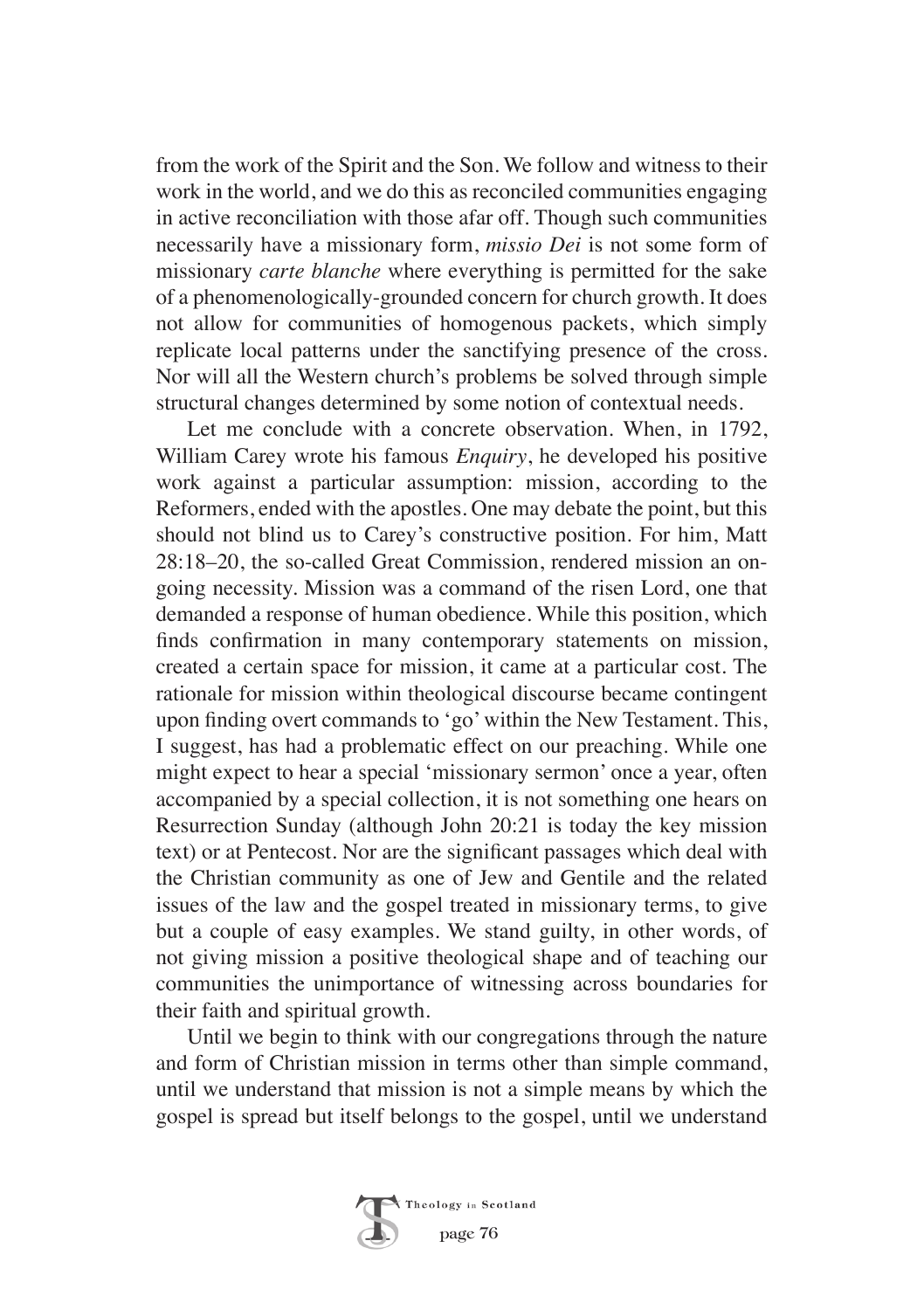from the work of the Spirit and the Son. We follow and witness to their work in the world, and we do this as reconciled communities engaging in active reconciliation with those afar off. Though such communities necessarily have a missionary form, *missio Dei* is not some form of missionary *carte blanche* where everything is permitted for the sake of a phenomenologically-grounded concern for church growth. It does not allow for communities of homogenous packets, which simply replicate local patterns under the sanctifying presence of the cross. Nor will all the Western church's problems be solved through simple structural changes determined by some notion of contextual needs.

Let me conclude with a concrete observation. When, in 1792, William Carey wrote his famous *Enquiry*, he developed his positive work against a particular assumption: mission, according to the Reformers, ended with the apostles. One may debate the point, but this should not blind us to Carey's constructive position. For him, Matt 28:18–20, the so-called Great Commission, rendered mission an on-going necessity. Mission was a command of the risen Lord, one that demanded a response of human obedience. While this position, which finds confirmation in many contemporary statements on mission, created a certain space for mission, it came at a particular cost. The rationale for mission within theological discourse became contingent upon finding overt commands to 'go' within the New Testament. This, I suggest, has had a problematic effect on our preaching. While one might expect to hear a special 'missionary sermon' once a year, often accompanied by a special collection, it is not something one hears on Resurrection Sunday (although John 20:21 is today the key mission text) or at Pentecost. Nor are the significant passages which deal with the Christian community as one of Jew and Gentile and the related issues of the law and the gospel treated in missionary terms, to give but a couple of easy examples. We stand guilty, in other words, of not giving mission a positive theological shape and of teaching our communities the unimportance of witnessing across boundaries for their faith and spiritual growth.

Until we begin to think with our congregations through the nature and form of Christian mission in terms other than simple command, until we understand that mission is not a simple means by which the gospel is spread but itself belongs to the gospel, until we understand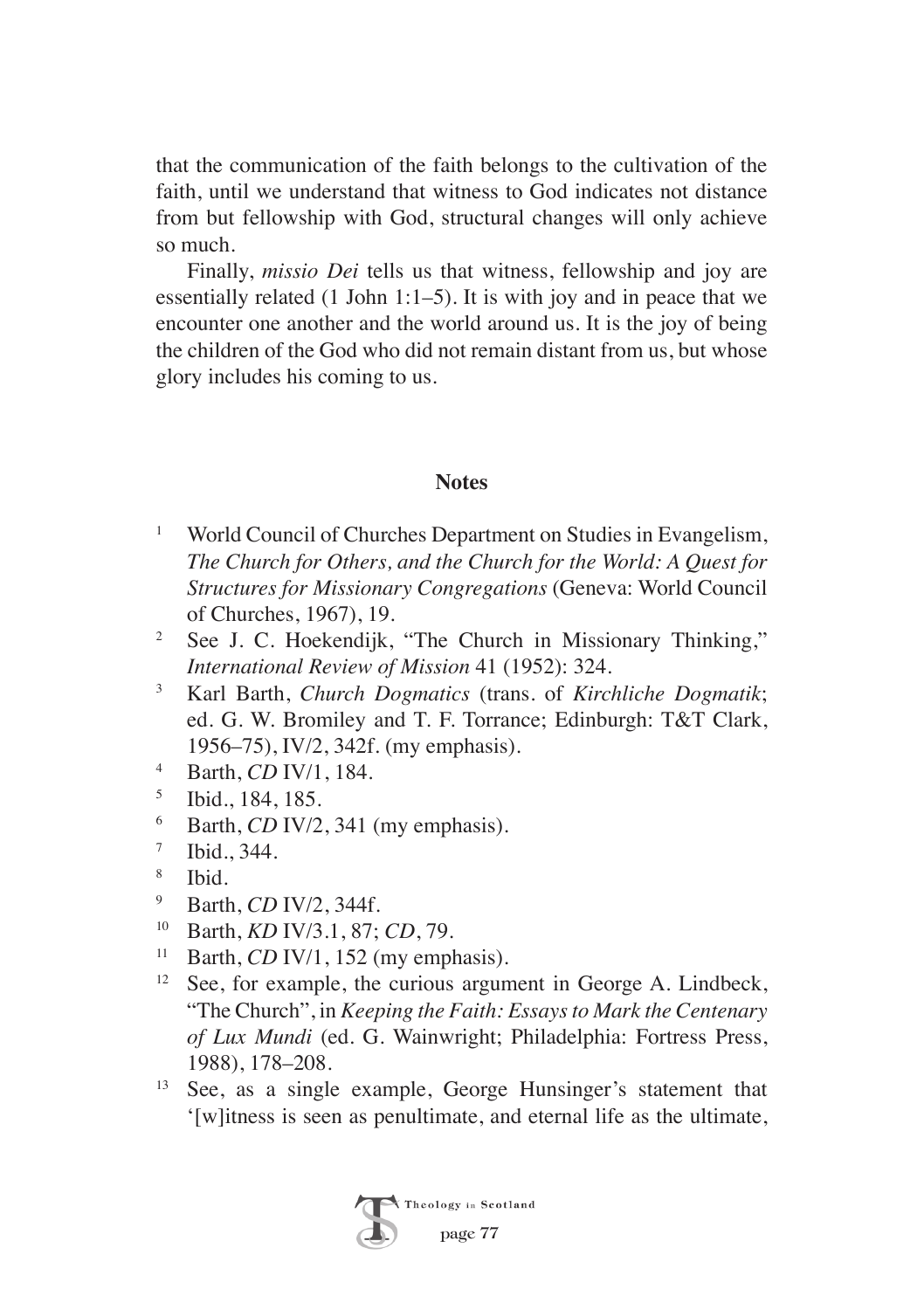that the communication of the faith belongs to the cultivation of the faith, until we understand that witness to God indicates not distance from but fellowship with God, structural changes will only achieve so much.

Finally, *missio Dei* tells us that witness, fellowship and joy are essentially related (1 John 1:1–5). It is with joy and in peace that we encounter one another and the world around us. It is the joy of being the children of the God who did not remain distant from us, but whose glory includes his coming to us.

## Notes

1. World Council of Churches Department on Studies in Evangelism, *The Church for Others, and the Church for the World: A Quest for Structures for Missionary Congregations* (Geneva: World Council of Churches, 1967), 19.
2. See J. C. Hoekendijk, "The Church in Missionary Thinking," *International Review of Mission* 41 (1952): 324.
3. Karl Barth, *Church Dogmatics* (trans. of *Kirchliche Dogmatik*; ed. G. W. Bromiley and T. F. Torrance; Edinburgh: T&T Clark, 1956–75), IV/2, 342f. (my emphasis).
4. Barth, *CD* IV/1, 184.
5. Ibid., 184, 185.
6. Barth, *CD* IV/2, 341 (my emphasis).
7. Ibid., 344.
8. Ibid.
9. Barth, *CD* IV/2, 344f.
10. Barth, *KD* IV/3.1, 87; *CD*, 79.
11. Barth, *CD* IV/1, 152 (my emphasis).
12. See, for example, the curious argument in George A. Lindbeck, "The Church", in *Keeping the Faith: Essays to Mark the Centenary of Lux Mundi* (ed. G. Wainwright; Philadelphia: Fortress Press, 1988), 178–208.
13. See, as a single example, George Hunsinger's statement that '[w]itness is seen as penultimate, and eternal life as the ultimate,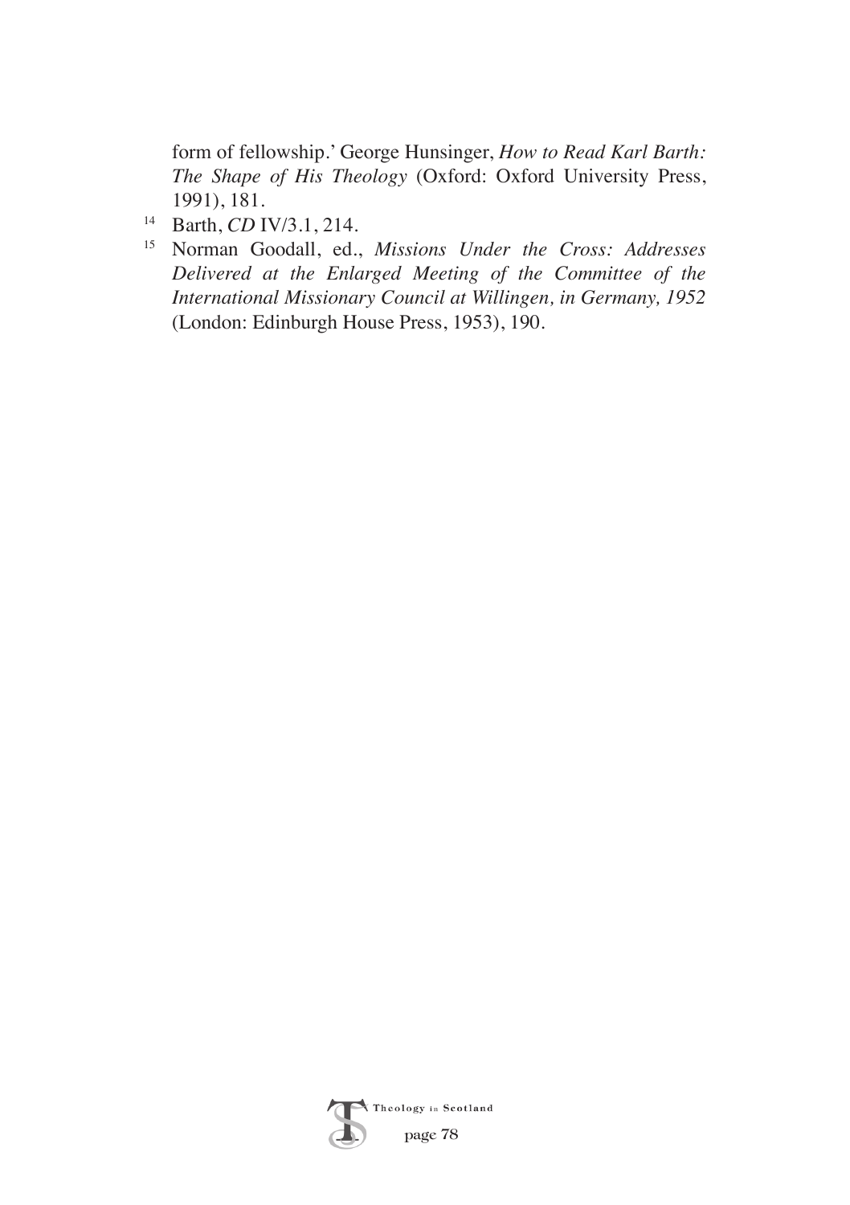form of fellowship.' George Hunsinger, *How to Read Karl Barth: The Shape of His Theology* (Oxford: Oxford University Press, 1991), 181.

[14] Barth, *CD* IV/3.1, 214.

[15] Norman Goodall, ed., *Missions Under the Cross: Addresses Delivered at the Enlarged Meeting of the Committee of the International Missionary Council at Willingen, in Germany, 1952* (London: Edinburgh House Press, 1953), 190.